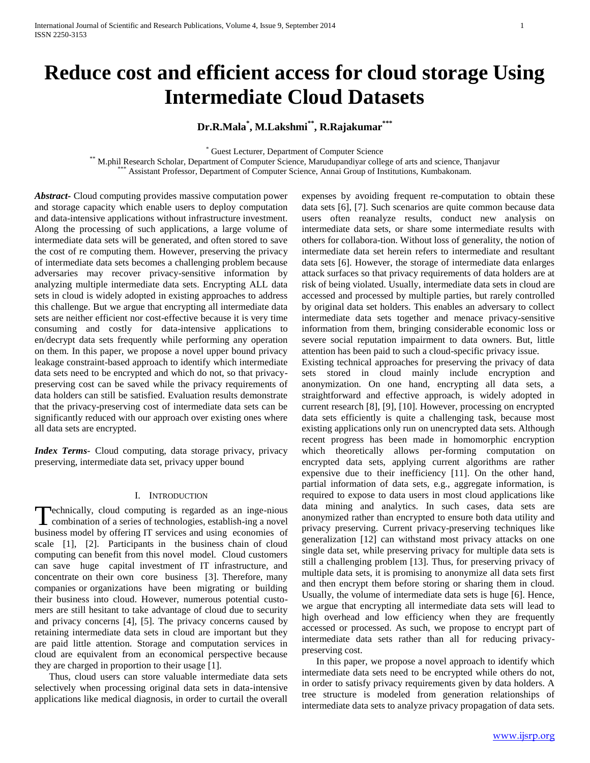# Reduce cost and efficient access for cloud storage Using Intermediate Cloud Datasets

**Dr.R.Mala[*], M.Lakshmi[**], R.Rajakumar[***]**

[*] Guest Lecturer, Department of Computer Science
[**] M.phil Research Scholar, Department of Computer Science, Marudupandiyar college of arts and science, Thanjavur
[***] Assistant Professor, Department of Computer Science, Annai Group of Institutions, Kumbakonam.

***Abstract*-** Cloud computing provides massive computation power and storage capacity which enable users to deploy computation and data-intensive applications without infrastructure investment. Along the processing of such applications, a large volume of intermediate data sets will be generated, and often stored to save the cost of re computing them. However, preserving the privacy of intermediate data sets becomes a challenging problem because adversaries may recover privacy-sensitive information by analyzing multiple intermediate data sets. Encrypting ALL data sets in cloud is widely adopted in existing approaches to address this challenge. But we argue that encrypting all intermediate data sets are neither efficient nor cost-effective because it is very time consuming and costly for data-intensive applications to en/decrypt data sets frequently while performing any operation on them. In this paper, we propose a novel upper bound privacy leakage constraint-based approach to identify which intermediate data sets need to be encrypted and which do not, so that privacy-preserving cost can be saved while the privacy requirements of data holders can still be satisfied. Evaluation results demonstrate that the privacy-preserving cost of intermediate data sets can be significantly reduced with our approach over existing ones where all data sets are encrypted.

***Index Terms*-** Cloud computing, data storage privacy, privacy preserving, intermediate data set, privacy upper bound

## I. Introduction

Technically, cloud computing is regarded as an inge-nious combination of a series of technologies, establish-ing a novel business model by offering IT services and using economies of scale [1], [2]. Participants in the business chain of cloud computing can benefit from this novel model. Cloud customers can save huge capital investment of IT infrastructure, and concentrate on their own core business [3]. Therefore, many companies or organizations have been migrating or building their business into cloud. However, numerous potential custo-mers are still hesitant to take advantage of cloud due to security and privacy concerns [4], [5]. The privacy concerns caused by retaining intermediate data sets in cloud are important but they are paid little attention. Storage and computation services in cloud are equivalent from an economical perspective because they are charged in proportion to their usage [1].

Thus, cloud users can store valuable intermediate data sets selectively when processing original data sets in data-intensive applications like medical diagnosis, in order to curtail the overall expenses by avoiding frequent re-computation to obtain these data sets [6], [7]. Such scenarios are quite common because data users often reanalyze results, conduct new analysis on intermediate data sets, or share some intermediate results with others for collabora-tion. Without loss of generality, the notion of intermediate data set herein refers to intermediate and resultant data sets [6]. However, the storage of intermediate data enlarges attack surfaces so that privacy requirements of data holders are at risk of being violated. Usually, intermediate data sets in cloud are accessed and processed by multiple parties, but rarely controlled by original data set holders. This enables an adversary to collect intermediate data sets together and menace privacy-sensitive information from them, bringing considerable economic loss or severe social reputation impairment to data owners. But, little attention has been paid to such a cloud-specific privacy issue.

Existing technical approaches for preserving the privacy of data sets stored in cloud mainly include encryption and anonymization. On one hand, encrypting all data sets, a straightforward and effective approach, is widely adopted in current research [8], [9], [10]. However, processing on encrypted data sets efficiently is quite a challenging task, because most existing applications only run on unencrypted data sets. Although recent progress has been made in homomorphic encryption which theoretically allows per-forming computation on encrypted data sets, applying current algorithms are rather expensive due to their inefficiency [11]. On the other hand, partial information of data sets, e.g., aggregate information, is required to expose to data users in most cloud applications like data mining and analytics. In such cases, data sets are anonymized rather than encrypted to ensure both data utility and privacy preserving. Current privacy-preserving techniques like generalization [12] can withstand most privacy attacks on one single data set, while preserving privacy for multiple data sets is still a challenging problem [13]. Thus, for preserving privacy of multiple data sets, it is promising to anonymize all data sets first and then encrypt them before storing or sharing them in cloud. Usually, the volume of intermediate data sets is huge [6]. Hence, we argue that encrypting all intermediate data sets will lead to high overhead and low efficiency when they are frequently accessed or processed. As such, we propose to encrypt part of intermediate data sets rather than all for reducing privacy-preserving cost.

In this paper, we propose a novel approach to identify which intermediate data sets need to be encrypted while others do not, in order to satisfy privacy requirements given by data holders. A tree structure is modeled from generation relationships of intermediate data sets to analyze privacy propagation of data sets.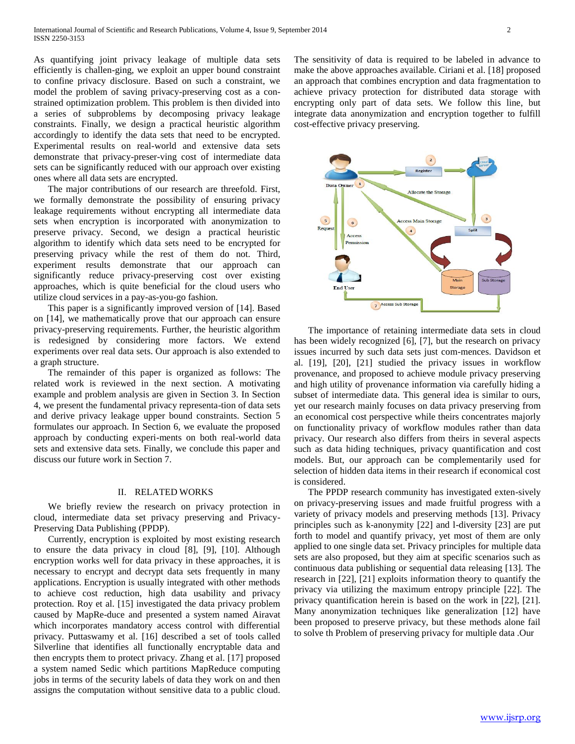As quantifying joint privacy leakage of multiple data sets efficiently is challen-ging, we exploit an upper bound constraint to confine privacy disclosure. Based on such a constraint, we model the problem of saving privacy-preserving cost as a con-strained optimization problem. This problem is then divided into a series of subproblems by decomposing privacy leakage constraints. Finally, we design a practical heuristic algorithm accordingly to identify the data sets that need to be encrypted. Experimental results on real-world and extensive data sets demonstrate that privacy-preser-ving cost of intermediate data sets can be significantly reduced with our approach over existing ones where all data sets are encrypted.

The major contributions of our research are threefold. First, we formally demonstrate the possibility of ensuring privacy leakage requirements without encrypting all intermediate data sets when encryption is incorporated with anonymization to preserve privacy. Second, we design a practical heuristic algorithm to identify which data sets need to be encrypted for preserving privacy while the rest of them do not. Third, experiment results demonstrate that our approach can significantly reduce privacy-preserving cost over existing approaches, which is quite beneficial for the cloud users who utilize cloud services in a pay-as-you-go fashion.

This paper is a significantly improved version of [14]. Based on [14], we mathematically prove that our approach can ensure privacy-preserving requirements. Further, the heuristic algorithm is redesigned by considering more factors. We extend experiments over real data sets. Our approach is also extended to a graph structure.

The remainder of this paper is organized as follows: The related work is reviewed in the next section. A motivating example and problem analysis are given in Section 3. In Section 4, we present the fundamental privacy representa-tion of data sets and derive privacy leakage upper bound constraints. Section 5 formulates our approach. In Section 6, we evaluate the proposed approach by conducting experi-ments on both real-world data sets and extensive data sets. Finally, we conclude this paper and discuss our future work in Section 7.

## II. RELATED WORKS

We briefly review the research on privacy protection in cloud, intermediate data set privacy preserving and Privacy-Preserving Data Publishing (PPDP).

Currently, encryption is exploited by most existing research to ensure the data privacy in cloud [8], [9], [10]. Although encryption works well for data privacy in these approaches, it is necessary to encrypt and decrypt data sets frequently in many applications. Encryption is usually integrated with other methods to achieve cost reduction, high data usability and privacy protection. Roy et al. [15] investigated the data privacy problem caused by MapRe-duce and presented a system named Airavat which incorporates mandatory access control with differential privacy. Puttaswamy et al. [16] described a set of tools called Silverline that identifies all functionally encryptable data and then encrypts them to protect privacy. Zhang et al. [17] proposed a system named Sedic which partitions MapReduce computing jobs in terms of the security labels of data they work on and then assigns the computation without sensitive data to a public cloud. The sensitivity of data is required to be labeled in advance to make the above approaches available. Ciriani et al. [18] proposed an approach that combines encryption and data fragmentation to achieve privacy protection for distributed data storage with encrypting only part of data sets. We follow this line, but integrate data anonymization and encryption together to fulfill cost-effective privacy preserving.

The importance of retaining intermediate data sets in cloud has been widely recognized [6], [7], but the research on privacy issues incurred by such data sets just com-mences. Davidson et al. [19], [20], [21] studied the privacy issues in workflow provenance, and proposed to achieve module privacy preserving and high utility of provenance information via carefully hiding a subset of intermediate data. This general idea is similar to ours, yet our research mainly focuses on data privacy preserving from an economical cost perspective while theirs concentrates majorly on functionality privacy of workflow modules rather than data privacy. Our research also differs from theirs in several aspects such as data hiding techniques, privacy quantification and cost models. But, our approach can be complementarily used for selection of hidden data items in their research if economical cost is considered.

The PPDP research community has investigated exten-sively on privacy-preserving issues and made fruitful progress with a variety of privacy models and preserving methods [13]. Privacy principles such as k-anonymity [22] and l-diversity [23] are put forth to model and quantify privacy, yet most of them are only applied to one single data set. Privacy principles for multiple data sets are also proposed, but they aim at specific scenarios such as continuous data publishing or sequential data releasing [13]. The research in [22], [21] exploits information theory to quantify the privacy via utilizing the maximum entropy principle [22]. The privacy quantification herein is based on the work in [22], [21]. Many anonymization techniques like generalization [12] have been proposed to preserve privacy, but these methods alone fail to solve th Problem of preserving privacy for multiple data .Our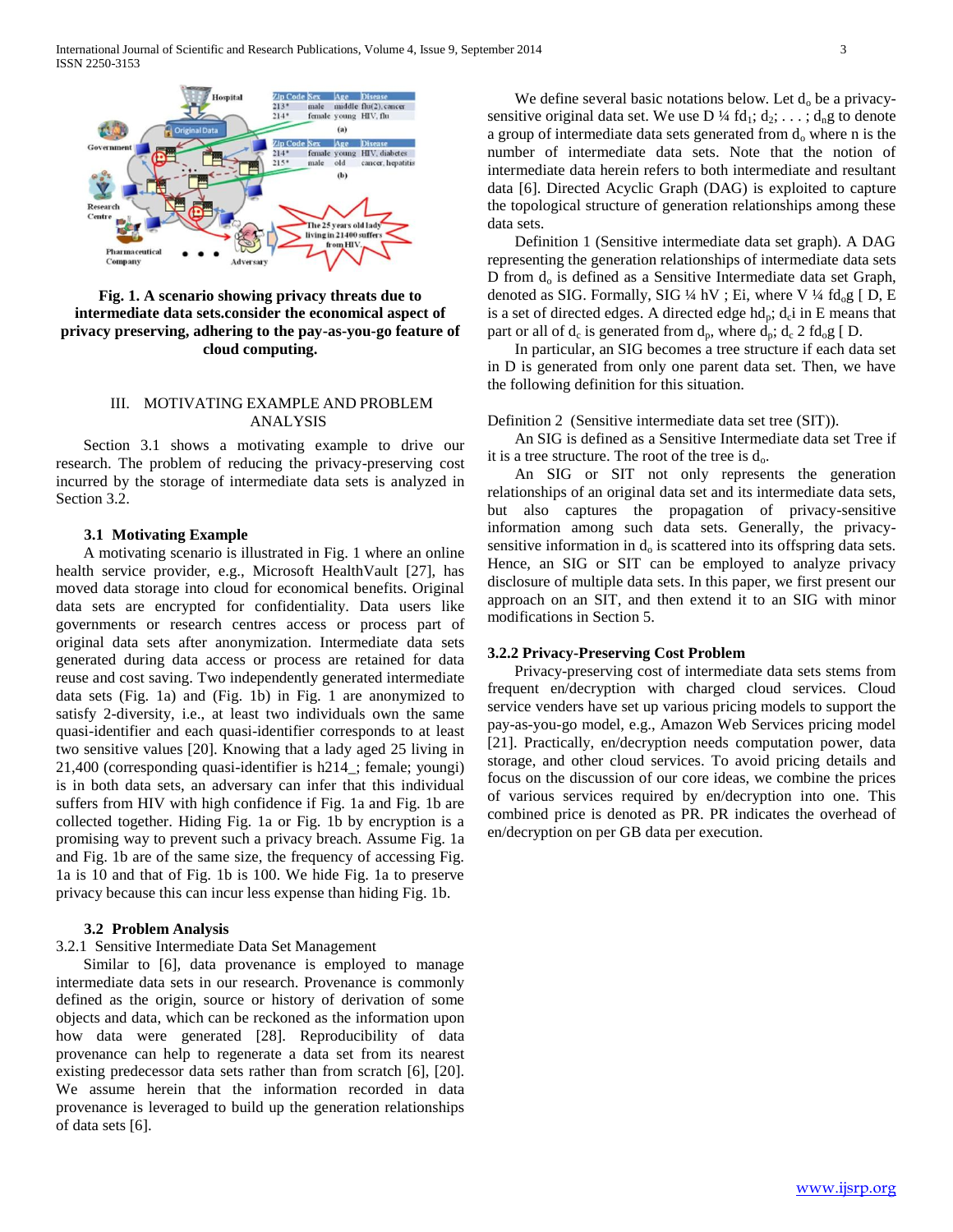**Fig. 1. A scenario showing privacy threats due to intermediate data sets.consider the economical aspect of privacy preserving, adhering to the pay-as-you-go feature of cloud computing.**

## III. MOTIVATING EXAMPLE AND PROBLEM ANALYSIS

Section 3.1 shows a motivating example to drive our research. The problem of reducing the privacy-preserving cost incurred by the storage of intermediate data sets is analyzed in Section 3.2.

### 3.1 Motivating Example

A motivating scenario is illustrated in Fig. 1 where an online health service provider, e.g., Microsoft HealthVault [27], has moved data storage into cloud for economical benefits. Original data sets are encrypted for confidentiality. Data users like governments or research centres access or process part of original data sets after anonymization. Intermediate data sets generated during data access or process are retained for data reuse and cost saving. Two independently generated intermediate data sets (Fig. 1a) and (Fig. 1b) in Fig. 1 are anonymized to satisfy 2-diversity, i.e., at least two individuals own the same quasi-identifier and each quasi-identifier corresponds to at least two sensitive values [20]. Knowing that a lady aged 25 living in 21,400 (corresponding quasi-identifier is h214_; female; youngi) is in both data sets, an adversary can infer that this individual suffers from HIV with high confidence if Fig. 1a and Fig. 1b are collected together. Hiding Fig. 1a or Fig. 1b by encryption is a promising way to prevent such a privacy breach. Assume Fig. 1a and Fig. 1b are of the same size, the frequency of accessing Fig. 1a is 10 and that of Fig. 1b is 100. We hide Fig. 1a to preserve privacy because this can incur less expense than hiding Fig. 1b.

### 3.2 Problem Analysis

3.2.1 Sensitive Intermediate Data Set Management

Similar to [6], data provenance is employed to manage intermediate data sets in our research. Provenance is commonly defined as the origin, source or history of derivation of some objects and data, which can be reckoned as the information upon how data were generated [28]. Reproducibility of data provenance can help to regenerate a data set from its nearest existing predecessor data sets rather than from scratch [6], [20]. We assume herein that the information recorded in data provenance is leveraged to build up the generation relationships of data sets [6].

We define several basic notations below. Let $d_o$ be a privacy-sensitive original data set. We use D ¼ fd$_1$; d$_2$; . . . ; d$_n$g to denote a group of intermediate data sets generated from $d_o$ where n is the number of intermediate data sets. Note that the notion of intermediate data herein refers to both intermediate and resultant data [6]. Directed Acyclic Graph (DAG) is exploited to capture the topological structure of generation relationships among these data sets.

Definition 1 (Sensitive intermediate data set graph). A DAG representing the generation relationships of intermediate data sets D from $d_o$ is defined as a Sensitive Intermediate data set Graph, denoted as SIG. Formally, SIG ¼ hV ; Ei, where V ¼ fd$_o$g [ D, E is a set of directed edges. A directed edge hd$_p$; d$_c$i in E means that part or all of $d_c$ is generated from $d_p$, where d$_p$; d$_c$ 2 fd$_o$g [ D.

In particular, an SIG becomes a tree structure if each data set in D is generated from only one parent data set. Then, we have the following definition for this situation.

Definition 2 (Sensitive intermediate data set tree (SIT)).

An SIG is defined as a Sensitive Intermediate data set Tree if it is a tree structure. The root of the tree is $d_o$.

An SIG or SIT not only represents the generation relationships of an original data set and its intermediate data sets, but also captures the propagation of privacy-sensitive information among such data sets. Generally, the privacy-sensitive information in $d_o$ is scattered into its offspring data sets. Hence, an SIG or SIT can be employed to analyze privacy disclosure of multiple data sets. In this paper, we first present our approach on an SIT, and then extend it to an SIG with minor modifications in Section 5.

### 3.2.2 Privacy-Preserving Cost Problem

Privacy-preserving cost of intermediate data sets stems from frequent en/decryption with charged cloud services. Cloud service venders have set up various pricing models to support the pay-as-you-go model, e.g., Amazon Web Services pricing model [21]. Practically, en/decryption needs computation power, data storage, and other cloud services. To avoid pricing details and focus on the discussion of our core ideas, we combine the prices of various services required by en/decryption into one. This combined price is denoted as PR. PR indicates the overhead of en/decryption on per GB data per execution.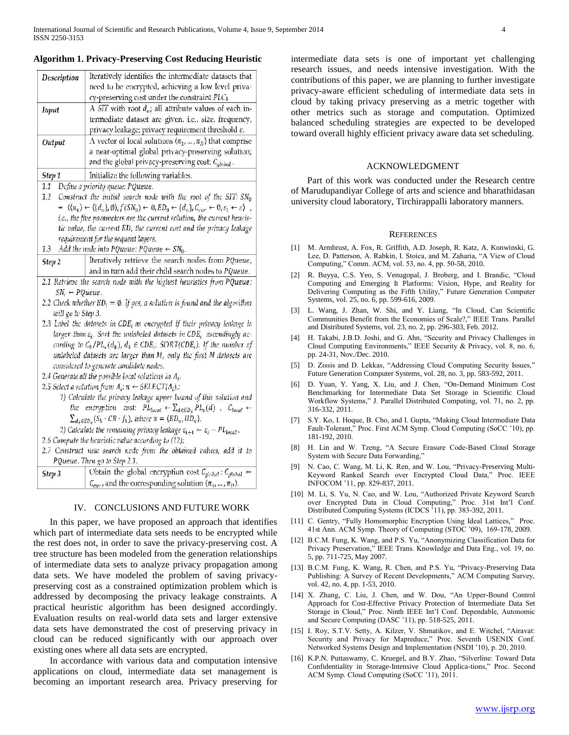**Algorithm 1. Privacy-Preserving Cost Reducing Heuristic**

| | |
|---|---|
| *Description* | Iteratively identifies the intermediate datasets that need to be encrypted, achieving a low level privacy-preserving cost under the constraint $PLC_1$. |
| *Input* | A $SIT$ with root $d_o$; all attribute values of each intermediate dataset are given, i.e., size, frequency, privacy leakage; privacy requirement threshold $\varepsilon$. |
| *Output* | A vector of local solutions $\langle \pi_1, \ldots, \pi_H \rangle$ that comprise a near-optimal global privacy-preserving solution; and the global privacy-preserving cost: $C_{global}$. |
| *Step 1* | Initialize the following variables. |

*1.1 Define a priority queue: PQueue.*

*1.2 Construct the initial search node with the root of the SIT:* $SN_0 = \langle \langle \pi_0 \rangle \leftarrow \langle \{d_o\}, \emptyset \rangle, f(SN_0) \leftarrow 0, ED_0 \leftarrow \{d_o\}, C_{cur} \leftarrow 0, \varepsilon_1 \leftarrow \varepsilon \rangle$ *, i.e., the five parameters are the current solution, the current heuristic value, the current ED, the current cost and the privacy leakage requirement for the sequent layers.*

*1.3 Add the node into PQueue:* $PQueue \leftarrow SN_0$.

| | |
|---|---|
| *Step 2* | Iteratively retrieve the search nodes from *PQueue*, and in turn add their child search nodes to *PQueue*. |

*2.1 Retrieve the search node with the highest heuristics from PQueue:* $SN_i \leftarrow PQueue$.

*2.2 Check whether* $ED_i = \emptyset$. *If yes, a solution is found and the algorithm will go to Step 3.*

*2.3 Label the datasets in* $CDE_i$ *as encrypted if their privacy leakage is larger than* $\varepsilon_i$. *Sort the unlabeled datasets in* $CDE_i$ *ascendingly according to* $C_k / PL_s(d_k)$, $d_k \in CDE_i$: $SORT(CDE_i)$. *If the number of unlabeled datasets are larger than M, only the first M datasets are considered to generate candidate nodes.*

*2.4 Generate all the possible local solutions in* $\Lambda_i$.

*2.5 Select a solution from* $\Lambda_i$: $\pi \leftarrow SELECT(\Lambda_i)$.:

*1) Calculate the privacy leakage upper bound of this solution and the encryption cost:* $PL_{local} \leftarrow \sum_{d \in UD_\pi} PL_s(d)$ , $C_{local} \leftarrow \sum_{d_k \in ED_\pi} (S_k \cdot CR \cdot f_k)$, *where* $\pi = \langle ED_\pi, UD_\pi \rangle$.

*2) Calculate the remaining privacy leakage* $\varepsilon_{i+1} \leftarrow \varepsilon_i - PL_{local}$.

*2.6 Compute the heuristic value according to (12);*

*2.7 Construct new search node from the obtained values, add it to PQueue. Then go to Step 2.1.*

| | |
|---|---|
| *Step 3* | Obtain the global encryption cost $C_{global}$ : $C_{global} \leftarrow C_{cur}$, and the corresponding solution $\langle \pi_1, \ldots, \pi_H \rangle$. |

## IV. CONCLUSIONS AND FUTURE WORK

In this paper, we have proposed an approach that identifies which part of intermediate data sets needs to be encrypted while the rest does not, in order to save the privacy-preserving cost. A tree structure has been modeled from the generation relationships of intermediate data sets to analyze privacy propagation among data sets. We have modeled the problem of saving privacy-preserving cost as a constrained optimization problem which is addressed by decomposing the privacy leakage constraints. A practical heuristic algorithm has been designed accordingly. Evaluation results on real-world data sets and larger extensive data sets have demonstrated the cost of preserving privacy in cloud can be reduced significantly with our approach over existing ones where all data sets are encrypted.

In accordance with various data and computation intensive applications on cloud, intermediate data set management is becoming an important research area. Privacy preserving for intermediate data sets is one of important yet challenging research issues, and needs intensive investigation. With the contributions of this paper, we are planning to further investigate privacy-aware efficient scheduling of intermediate data sets in cloud by taking privacy preserving as a metric together with other metrics such as storage and computation. Optimized balanced scheduling strategies are expected to be developed toward overall highly efficient privacy aware data set scheduling.

## ACKNOWLEDGMENT

Part of this work was conducted under the Research centre of Marudupandiyar College of arts and science and bharathidasan university cloud laboratory, Tirchirappalli laboratory manners.

## REFERENCES

[1] M. Armbrust, A. Fox, R. Griffith, A.D. Joseph, R. Katz, A. Konwinski, G. Lee, D. Patterson, A. Rabkin, I. Stoica, and M. Zaharia, "A View of Cloud Computing," Comm. ACM, vol. 53, no. 4, pp. 50-58, 2010.

[2] R. Buyya, C.S. Yeo, S. Venugopal, J. Broberg, and I. Brandic, "Cloud Computing and Emerging It Platforms: Vision, Hype, and Reality for Delivering Computing as the Fifth Utility," Future Generation Computer Systems, vol. 25, no. 6, pp. 599-616, 2009.

[3] L. Wang, J. Zhan, W. Shi, and Y. Liang, "In Cloud, Can Scientific Communities Benefit from the Economies of Scale?," IEEE Trans. Parallel and Distributed Systems, vol. 23, no. 2, pp. 296-303, Feb. 2012.

[4] H. Takabi, J.B.D. Joshi, and G. Ahn, "Security and Privacy Challenges in Cloud Computing Environments," IEEE Security & Privacy, vol. 8, no. 6, pp. 24-31, Nov./Dec. 2010.

[5] D. Zissis and D. Lekkas, "Addressing Cloud Computing Security Issues," Future Generation Computer Systems, vol. 28, no. 3, pp. 583-592, 2011.

[6] D. Yuan, Y. Yang, X. Liu, and J. Chen, "On-Demand Minimum Cost Benchmarking for Intermediate Data Set Storage in Scientific Cloud Workflow Systems," J. Parallel Distributed Computing, vol. 71, no. 2, pp. 316-332, 2011.

[7] S.Y. Ko, I. Hoque, B. Cho, and I. Gupta, "Making Cloud Intermediate Data Fault-Tolerant," Proc. First ACM Symp. Cloud Computing (SoCC '10), pp. 181-192, 2010.

[8] H. Lin and W. Tzeng, "A Secure Erasure Code-Based Cloud Storage System with Secure Data Forwarding,"

[9] N. Cao, C. Wang, M. Li, K. Ren, and W. Lou, "Privacy-Preserving Multi-Keyword Ranked Search over Encrypted Cloud Data," Proc. IEEE INFOCOM '11, pp. 829-837, 2011.

[10] M. Li, S. Yu, N. Cao, and W. Lou, "Authorized Private Keyword Search over Encrypted Data in Cloud Computing," Proc. 31st Int'l Conf. Distributed Computing Systems (ICDCS '11), pp. 383-392, 2011.

[11] C. Gentry, "Fully Homomorphic Encryption Using Ideal Lattices," Proc. 41st Ann. ACM Symp. Theory of Computing (STOC '09), 169-178, 2009.

[12] B.C.M. Fung, K. Wang, and P.S. Yu, "Anonymizing Classification Data for Privacy Preservation," IEEE Trans. Knowledge and Data Eng., vol. 19, no. 5, pp. 711-725, May 2007.

[13] B.C.M. Fung, K. Wang, R. Chen, and P.S. Yu, "Privacy-Preserving Data Publishing: A Survey of Recent Developments," ACM Computing Survey, vol. 42, no. 4, pp. 1-53, 2010.

[14] X. Zhang, C. Liu, J. Chen, and W. Dou, "An Upper-Bound Control Approach for Cost-Effective Privacy Protection of Intermediate Data Set Storage in Cloud," Proc. Ninth IEEE Int'l Conf. Dependable, Autonomic and Secure Computing (DASC '11), pp. 518-525, 2011.

[15] I. Roy, S.T.V. Setty, A. Kilzer, V. Shmatikov, and E. Witchel, "Airavat: Security and Privacy for Mapreduce," Proc. Seventh USENIX Conf. Networked Systems Design and Implementation (NSDI '10), p. 20, 2010.

[16] K.P.N. Puttaswamy, C. Kruegel, and B.Y. Zhao, "Silverline: Toward Data Confidentiality in Storage-Intensive Cloud Applica-tions," Proc. Second ACM Symp. Cloud Computing (SoCC '11), 2011.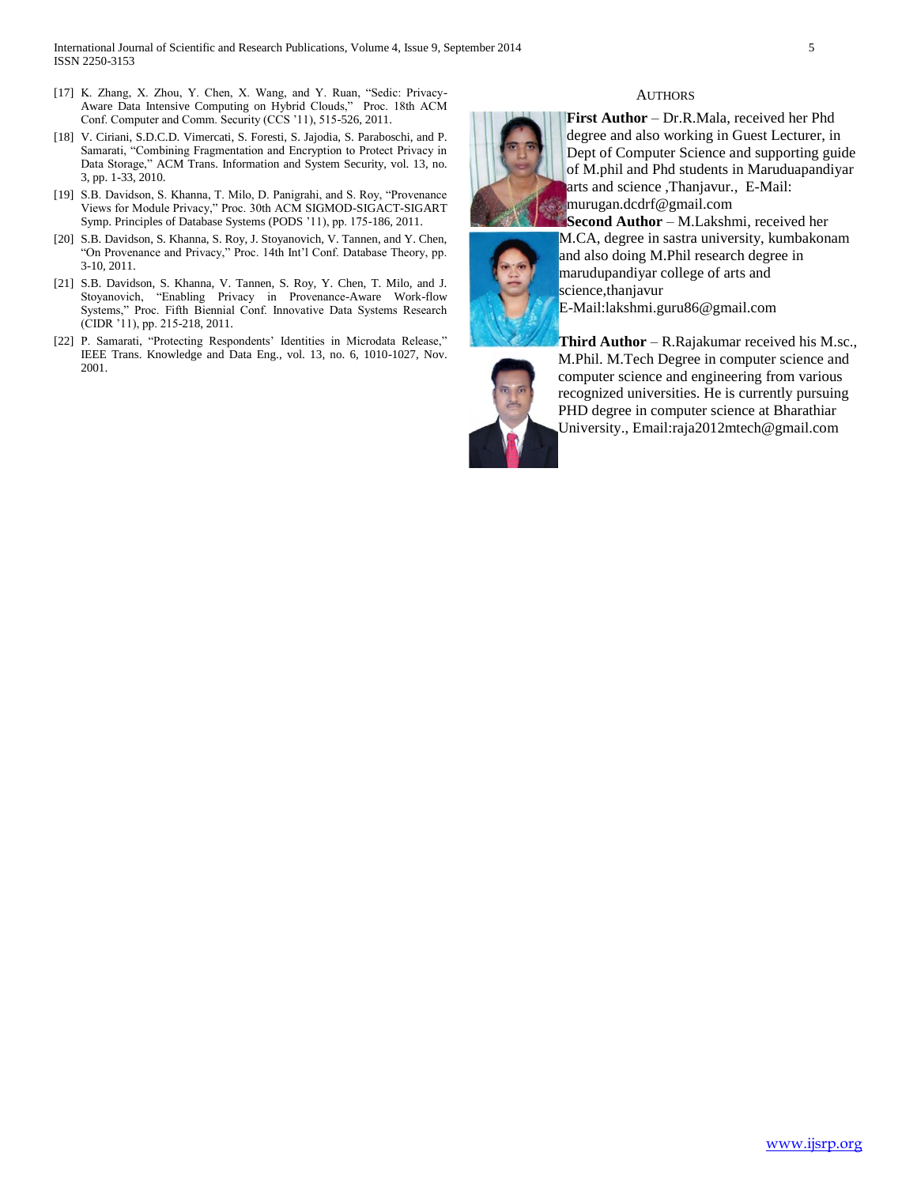[17] K. Zhang, X. Zhou, Y. Chen, X. Wang, and Y. Ruan, "Sedic: Privacy-Aware Data Intensive Computing on Hybrid Clouds," Proc. 18th ACM Conf. Computer and Comm. Security (CCS '11), 515-526, 2011.

[18] V. Ciriani, S.D.C.D. Vimercati, S. Foresti, S. Jajodia, S. Paraboschi, and P. Samarati, "Combining Fragmentation and Encryption to Protect Privacy in Data Storage," ACM Trans. Information and System Security, vol. 13, no. 3, pp. 1-33, 2010.

[19] S.B. Davidson, S. Khanna, T. Milo, D. Panigrahi, and S. Roy, "Provenance Views for Module Privacy," Proc. 30th ACM SIGMOD-SIGACT-SIGART Symp. Principles of Database Systems (PODS '11), pp. 175-186, 2011.

[20] S.B. Davidson, S. Khanna, S. Roy, J. Stoyanovich, V. Tannen, and Y. Chen, "On Provenance and Privacy," Proc. 14th Int'l Conf. Database Theory, pp. 3-10, 2011.

[21] S.B. Davidson, S. Khanna, V. Tannen, S. Roy, Y. Chen, T. Milo, and J. Stoyanovich, "Enabling Privacy in Provenance-Aware Work-flow Systems," Proc. Fifth Biennial Conf. Innovative Data Systems Research (CIDR '11), pp. 215-218, 2011.

[22] P. Samarati, "Protecting Respondents' Identities in Microdata Release," IEEE Trans. Knowledge and Data Eng., vol. 13, no. 6, 1010-1027, Nov. 2001.

## AUTHORS

**First Author** – Dr.R.Mala, received her Phd degree and also working in Guest Lecturer, in Dept of Computer Science and supporting guide of M.phil and Phd students in Maruduapandiyar arts and science ,Thanjavur., E-Mail: murugan.dcdrf@gmail.com

**Second Author** – M.Lakshmi, received her M.CA, degree in sastra university, kumbakonam and also doing M.Phil research degree in marudupandiyar college of arts and science,thanjavur
E-Mail:lakshmi.guru86@gmail.com

**Third Author** – R.Rajakumar received his M.sc., M.Phil. M.Tech Degree in computer science and computer science and engineering from various recognized universities. He is currently pursuing PHD degree in computer science at Bharathiar University., Email:raja2012mtech@gmail.com